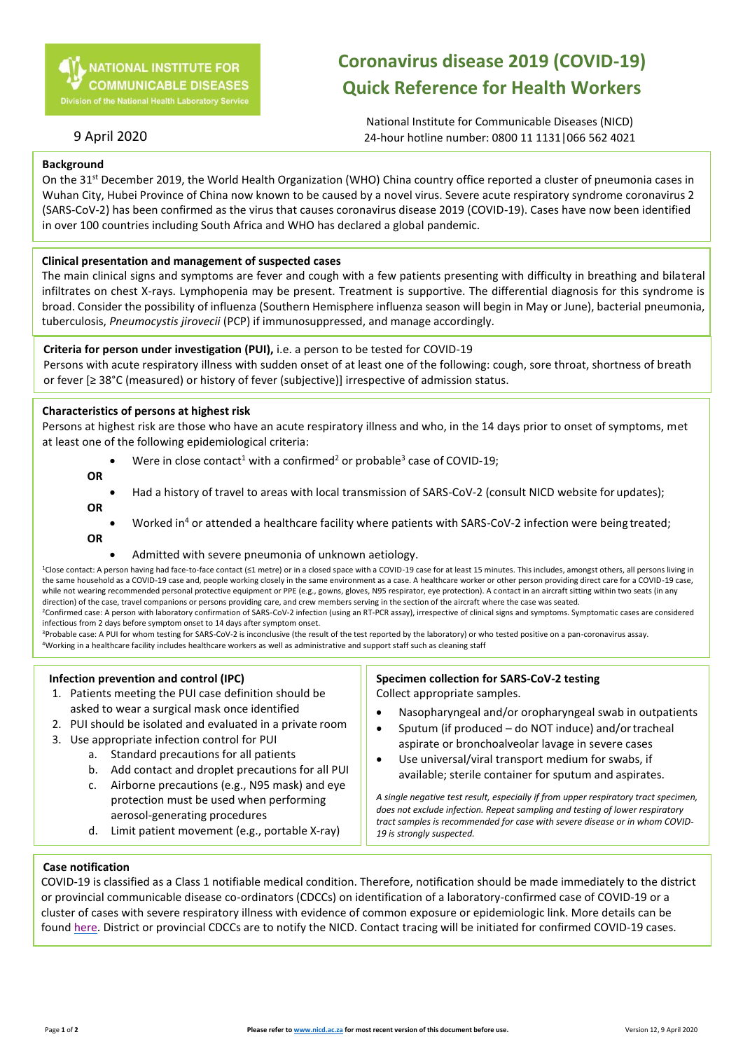NATIONAL INSTITUTE FOR COMMUNICABLE DISEASES
Division of the National Health Laboratory Service

# Coronavirus disease 2019 (COVID-19) Quick Reference for Health Workers

9 April 2020

National Institute for Communicable Diseases (NICD)
24-hour hotline number: 0800 11 1131|066 562 4021

## Background

On the 31st December 2019, the World Health Organization (WHO) China country office reported a cluster of pneumonia cases in Wuhan City, Hubei Province of China now known to be caused by a novel virus. Severe acute respiratory syndrome coronavirus 2 (SARS-CoV-2) has been confirmed as the virus that causes coronavirus disease 2019 (COVID-19). Cases have now been identified in over 100 countries including South Africa and WHO has declared a global pandemic.

## Clinical presentation and management of suspected cases

The main clinical signs and symptoms are fever and cough with a few patients presenting with difficulty in breathing and bilateral infiltrates on chest X-rays. Lymphopenia may be present. Treatment is supportive. The differential diagnosis for this syndrome is broad. Consider the possibility of influenza (Southern Hemisphere influenza season will begin in May or June), bacterial pneumonia, tuberculosis, *Pneumocystis jirovecii* (PCP) if immunosuppressed, and manage accordingly.

## Criteria for person under investigation (PUI), i.e. a person to be tested for COVID-19

Persons with acute respiratory illness with sudden onset of at least one of the following: cough, sore throat, shortness of breath or fever [≥ 38°C (measured) or history of fever (subjective)] irrespective of admission status.

## Characteristics of persons at highest risk

Persons at highest risk are those who have an acute respiratory illness and who, in the 14 days prior to onset of symptoms, met at least one of the following epidemiological criteria:

- Were in close contact[1] with a confirmed[2] or probable[3] case of COVID-19;

**OR**

- Had a history of travel to areas with local transmission of SARS-CoV-2 (consult NICD website for updates);

**OR**

- Worked in[4] or attended a healthcare facility where patients with SARS-CoV-2 infection were being treated;

**OR**

- Admitted with severe pneumonia of unknown aetiology.

[1]Close contact: A person having had face-to-face contact (≤1 metre) or in a closed space with a COVID-19 case for at least 15 minutes. This includes, amongst others, all persons living in the same household as a COVID-19 case and, people working closely in the same environment as a case. A healthcare worker or other person providing direct care for a COVID-19 case, while not wearing recommended personal protective equipment or PPE (e.g., gowns, gloves, N95 respirator, eye protection). A contact in an aircraft sitting within two seats (in any direction) of the case, travel companions or persons providing care, and crew members serving in the section of the aircraft where the case was seated.

[2]Confirmed case: A person with laboratory confirmation of SARS-CoV-2 infection (using an RT-PCR assay), irrespective of clinical signs and symptoms. Symptomatic cases are considered infectious from 2 days before symptom onset to 14 days after symptom onset.

[3]Probable case: A PUI for whom testing for SARS-CoV-2 is inconclusive (the result of the test reported by the laboratory) or who tested positive on a pan-coronavirus assay.

[4]Working in a healthcare facility includes healthcare workers as well as administrative and support staff such as cleaning staff

## Infection prevention and control (IPC)

1. Patients meeting the PUI case definition should be asked to wear a surgical mask once identified
2. PUI should be isolated and evaluated in a private room
3. Use appropriate infection control for PUI
   a. Standard precautions for all patients
   b. Add contact and droplet precautions for all PUI
   c. Airborne precautions (e.g., N95 mask) and eye protection must be used when performing aerosol-generating procedures
   d. Limit patient movement (e.g., portable X-ray)

## Specimen collection for SARS-CoV-2 testing

Collect appropriate samples.

- Nasopharyngeal and/or oropharyngeal swab in outpatients
- Sputum (if produced – do NOT induce) and/or tracheal aspirate or bronchoalveolar lavage in severe cases
- Use universal/viral transport medium for swabs, if available; sterile container for sputum and aspirates.

*A single negative test result, especially if from upper respiratory tract specimen, does not exclude infection. Repeat sampling and testing of lower respiratory tract samples is recommended for case with severe disease or in whom COVID-19 is strongly suspected.*

## Case notification

COVID-19 is classified as a Class 1 notifiable medical condition. Therefore, notification should be made immediately to the district or provincial communicable disease co-ordinators (CDCCs) on identification of a laboratory-confirmed case of COVID-19 or a cluster of cases with severe respiratory illness with evidence of common exposure or epidemiologic link. More details can be found here. District or provincial CDCCs are to notify the NICD. Contact tracing will be initiated for confirmed COVID-19 cases.

**Please refer to www.nicd.ac.za for most recent version of this document before use.**

Version 12, 9 April 2020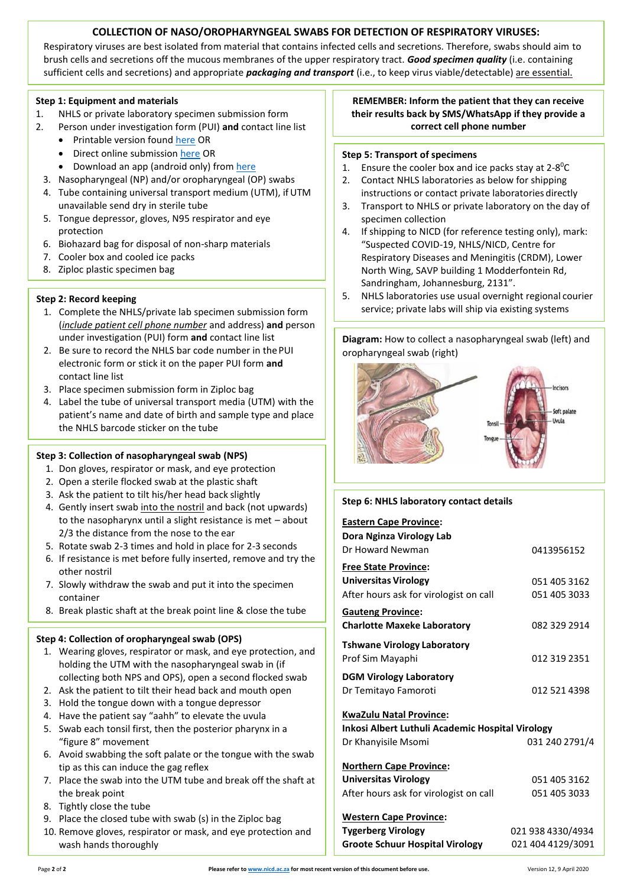## COLLECTION OF NASO/OROPHARYNGEAL SWABS FOR DETECTION OF RESPIRATORY VIRUSES:

Respiratory viruses are best isolated from material that contains infected cells and secretions. Therefore, swabs should aim to brush cells and secretions off the mucous membranes of the upper respiratory tract. ***Good specimen quality*** (i.e. containing sufficient cells and secretions) and appropriate ***packaging and transport*** (i.e., to keep virus viable/detectable) are essential.

### Step 1: Equipment and materials

1. NHLS or private laboratory specimen submission form
2. Person under investigation form (PUI) **and** contact line list
   - Printable version found here OR
   - Direct online submission here OR
   - Download an app (android only) from here
3. Nasopharyngeal (NP) and/or oropharyngeal (OP) swabs
4. Tube containing universal transport medium (UTM), if UTM unavailable send dry in sterile tube
5. Tongue depressor, gloves, N95 respirator and eye protection
6. Biohazard bag for disposal of non-sharp materials
7. Cooler box and cooled ice packs
8. Ziploc plastic specimen bag

### Step 2: Record keeping

1. Complete the NHLS/private lab specimen submission form (*include patient cell phone number* and address) **and** person under investigation (PUI) form **and** contact line list
2. Be sure to record the NHLS bar code number in the PUI electronic form or stick it on the paper PUI form **and** contact line list
3. Place specimen submission form in Ziploc bag
4. Label the tube of universal transport media (UTM) with the patient's name and date of birth and sample type and place the NHLS barcode sticker on the tube

### Step 3: Collection of nasopharyngeal swab (NPS)

1. Don gloves, respirator or mask, and eye protection
2. Open a sterile flocked swab at the plastic shaft
3. Ask the patient to tilt his/her head back slightly
4. Gently insert swab into the nostril and back (not upwards) to the nasopharynx until a slight resistance is met – about 2/3 the distance from the nose to the ear
5. Rotate swab 2-3 times and hold in place for 2-3 seconds
6. If resistance is met before fully inserted, remove and try the other nostril
7. Slowly withdraw the swab and put it into the specimen container
8. Break plastic shaft at the break point line & close the tube

### Step 4: Collection of oropharyngeal swab (OPS)

1. Wearing gloves, respirator or mask, and eye protection, and holding the UTM with the nasopharyngeal swab in (if collecting both NPS and OPS), open a second flocked swab
2. Ask the patient to tilt their head back and mouth open
3. Hold the tongue down with a tongue depressor
4. Have the patient say "aahh" to elevate the uvula
5. Swab each tonsil first, then the posterior pharynx in a "figure 8" movement
6. Avoid swabbing the soft palate or the tongue with the swab tip as this can induce the gag reflex
7. Place the swab into the UTM tube and break off the shaft at the break point
8. Tightly close the tube
9. Place the closed tube with swab (s) in the Ziploc bag
10. Remove gloves, respirator or mask, and eye protection and wash hands thoroughly

**REMEMBER: Inform the patient that they can receive their results back by SMS/WhatsApp if they provide a correct cell phone number**

### Step 5: Transport of specimens

1. Ensure the cooler box and ice packs stay at 2-8$^0$C
2. Contact NHLS laboratories as below for shipping instructions or contact private laboratories directly
3. Transport to NHLS or private laboratory on the day of specimen collection
4. If shipping to NICD (for reference testing only), mark: "Suspected COVID-19, NHLS/NICD, Centre for Respiratory Diseases and Meningitis (CRDM), Lower North Wing, SAVP building 1 Modderfontein Rd, Sandringham, Johannesburg, 2131".
5. NHLS laboratories use usual overnight regional courier service; private labs will ship via existing systems

**Diagram:** How to collect a nasopharyngeal swab (left) and oropharyngeal swab (right)

Incisors
Soft palate
Uvula
Tonsil
Tongue

### Step 6: NHLS laboratory contact details

| | |
|---|---|
| **Eastern Cape Province:** | |
| **Dora Nginza Virology Lab** | |
| Dr Howard Newman | 0413956152 |
| **Free State Province:** | |
| **Universitas Virology** | 051 405 3162 |
| After hours ask for virologist on call | 051 405 3033 |
| **Gauteng Province:** | |
| **Charlotte Maxeke Laboratory** | 082 329 2914 |
| **Tshwane Virology Laboratory** | |
| Prof Sim Mayaphi | 012 319 2351 |
| **DGM Virology Laboratory** | |
| Dr Temitayo Famoroti | 012 521 4398 |
| **KwaZulu Natal Province:** | |
| **Inkosi Albert Luthuli Academic Hospital Virology** | |
| Dr Khanyisile Msomi | 031 240 2791/4 |
| **Northern Cape Province:** | |
| **Universitas Virology** | 051 405 3162 |
| After hours ask for virologist on call | 051 405 3033 |
| **Western Cape Province:** | |
| **Tygerberg Virology** | 021 938 4330/4934 |
| **Groote Schuur Hospital Virology** | 021 404 4129/3091 |

Please refer to www.nicd.ac.za for most recent version of this document before use.

Version 12, 9 April 2020